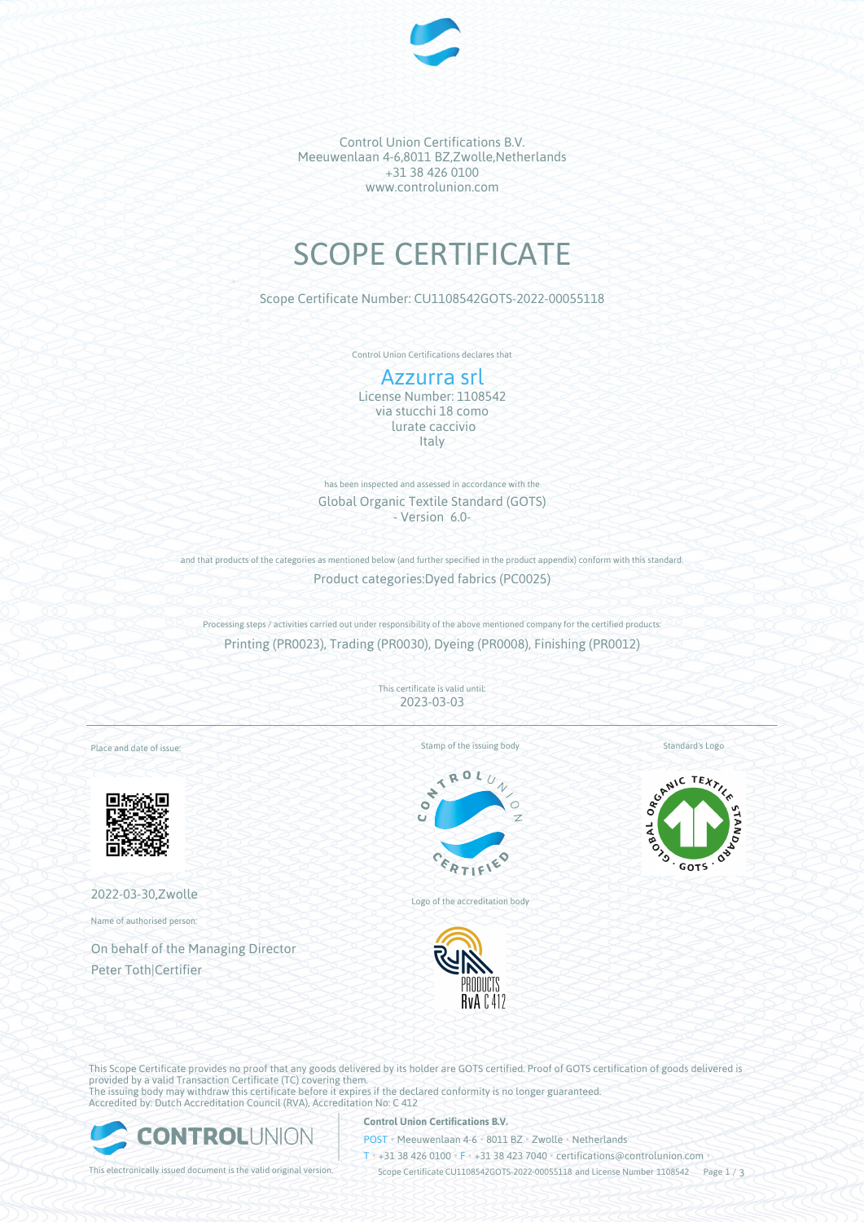Control Union Certifications B.V.
Meeuwenlaan 4-6,8011 BZ,Zwolle,Netherlands
+31 38 426 0100
www.controlunion.com

# SCOPE CERTIFICATE

Scope Certificate Number: CU1108542GOTS-2022-00055118

Control Union Certifications declares that

## Azzurra srl

License Number: 1108542
via stucchi 18 como
lurate caccivio
Italy

has been inspected and assessed in accordance with the

Global Organic Textile Standard (GOTS)
- Version 6.0-

and that products of the categories as mentioned below (and further specified in the product appendix) conform with this standard.

Product categories:Dyed fabrics (PC0025)

Processing steps / activities carried out under responsibility of the above mentioned company for the certified products:

Printing (PR0023), Trading (PR0030), Dyeing (PR0008), Finishing (PR0012)

This certificate is valid until:
2023-03-03

Place and date of issue:

2022-03-30,Zwolle

Name of authorised person:

On behalf of the Managing Director
Peter Toth|Certifier

Stamp of the issuing body

Logo of the accreditation body

Standard's Logo

This Scope Certificate provides no proof that any goods delivered by its holder are GOTS certified. Proof of GOTS certification of goods delivered is provided by a valid Transaction Certificate (TC) covering them.
The issuing body may withdraw this certificate before it expires if the declared conformity is no longer guaranteed.
Accredited by: Dutch Accreditation Council (RVA), Accreditation No: C 412

This electronically issued document is the valid original version.

**Control Union Certifications B.V.**
POST • Meeuwenlaan 4-6 • 8011 BZ • Zwolle • Netherlands
T • +31 38 426 0100 • F • +31 38 423 7040 • certifications@controlunion.com •
Scope Certificate CU1108542GOTS-2022-00055118 and License Number 1108542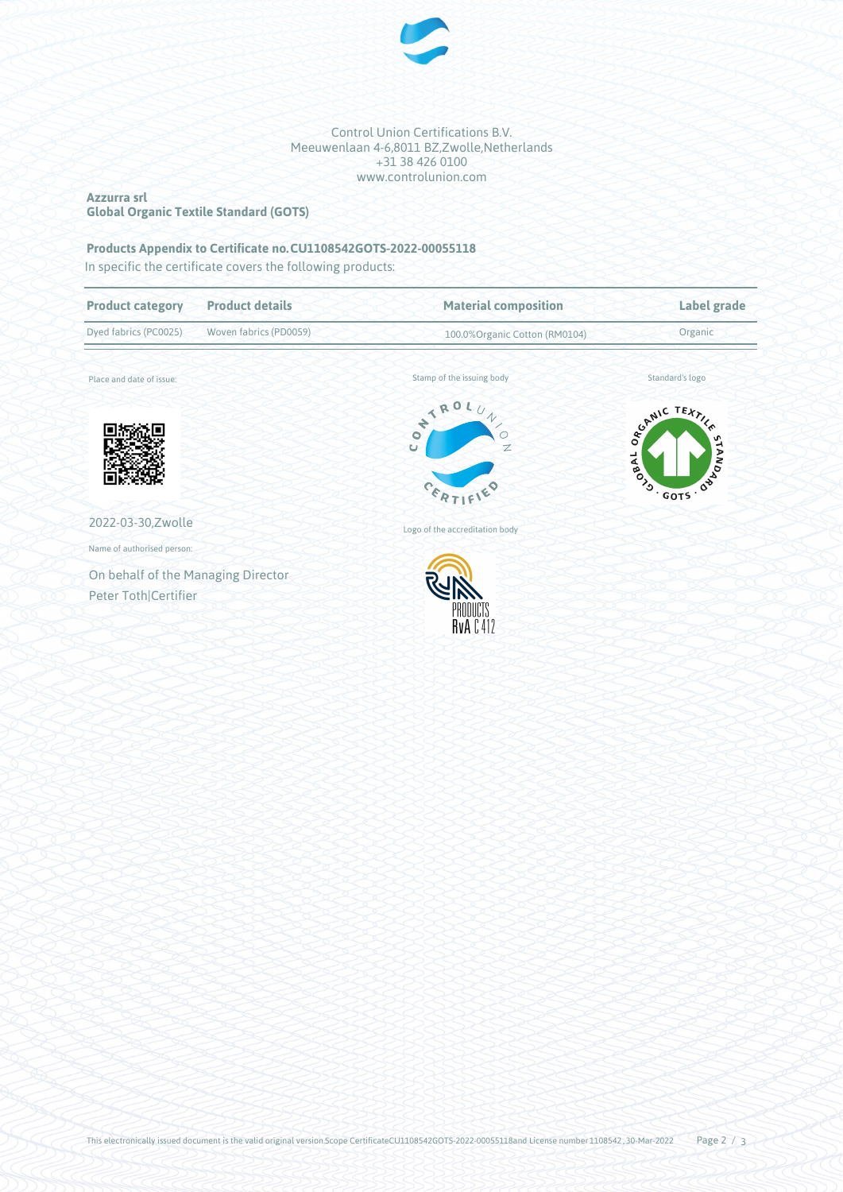Control Union Certifications B.V.
Meeuwenlaan 4-6,8011 BZ,Zwolle,Netherlands
+31 38 426 0100
www.controlunion.com

**Azzurra srl**
**Global Organic Textile Standard (GOTS)**

**Products Appendix to Certificate no.CU1108542GOTS-2022-00055118**

In specific the certificate covers the following products:

| Product category | Product details | Material composition | Label grade |
|---|---|---|---|
| Dyed fabrics (PC0025) | Woven fabrics (PD0059) | 100.0%Organic Cotton (RM0104) | Organic |

Place and date of issue:

2022-03-30,Zwolle

Name of authorised person:

On behalf of the Managing Director
Peter Toth|Certifier

Stamp of the issuing body

Standard's logo

Logo of the accreditation body

This electronically issued document is the valid original version.Scope CertificateCU1108542GOTS-2022-00055118and License number 1108542, 30-Mar-2022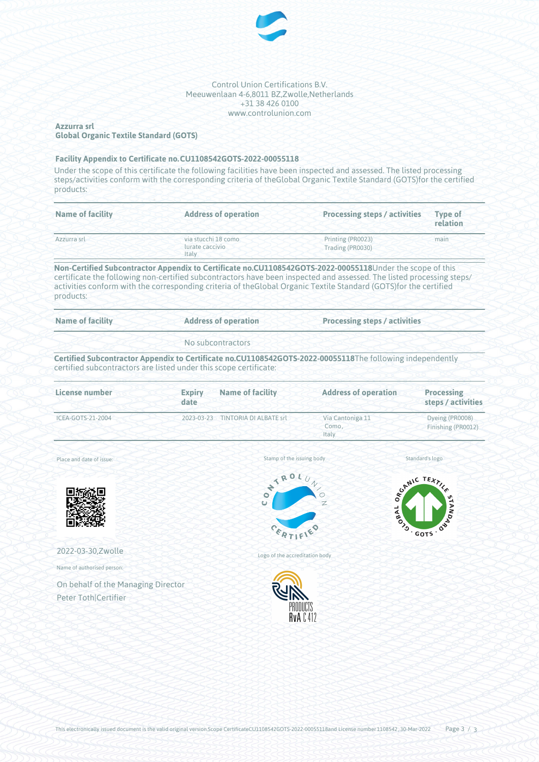Control Union Certifications B.V.
Meeuwenlaan 4-6,8011 BZ,Zwolle,Netherlands
+31 38 426 0100
www.controlunion.com

**Azzurra srl**
**Global Organic Textile Standard (GOTS)**

**Facility Appendix to Certificate no.CU1108542GOTS-2022-00055118**

Under the scope of this certificate the following facilities have been inspected and assessed. The listed processing steps/activities conform with the corresponding criteria of theGlobal Organic Textile Standard (GOTS)for the certified products:

| Name of facility | Address of operation | Processing steps / activities | Type of relation |
|---|---|---|---|
| Azzurra srl | via stucchi 18 como<br>lurate caccivio<br>Italy | Printing (PR0023)<br>Trading (PR0030) | main |

**Non-Certified Subcontractor Appendix to Certificate no.CU1108542GOTS-2022-00055118**Under the scope of this certificate the following non-certified subcontractors have been inspected and assessed. The listed processing steps/ activities conform with the corresponding criteria of theGlobal Organic Textile Standard (GOTS)for the certified products:

| Name of facility | Address of operation | Processing steps / activities |
|---|---|---|
| | No subcontractors | |

**Certified Subcontractor Appendix to Certificate no.CU1108542GOTS-2022-00055118**The following independently certified subcontractors are listed under this scope certificate:

| License number | Expiry date | Name of facility | Address of operation | Processing steps / activities |
|---|---|---|---|---|
| ICEA-GOTS-21-2004 | 2023-03-23 | TINTORIA DI ALBATE srl | Via Cantoniga 11<br>Como,<br>Italy | Dyeing (PR0008)<br>Finishing (PR0012) |

Place and date of issue:

2022-03-30,Zwolle

Name of authorised person:

On behalf of the Managing Director
Peter Toth|Certifier

Stamp of the issuing body

Standard's logo

Logo of the accreditation body

This electronically issued document is the valid original version.Scope CertificateCU1108542GOTS-2022-00055118and License number 1108542, 30-Mar-2022